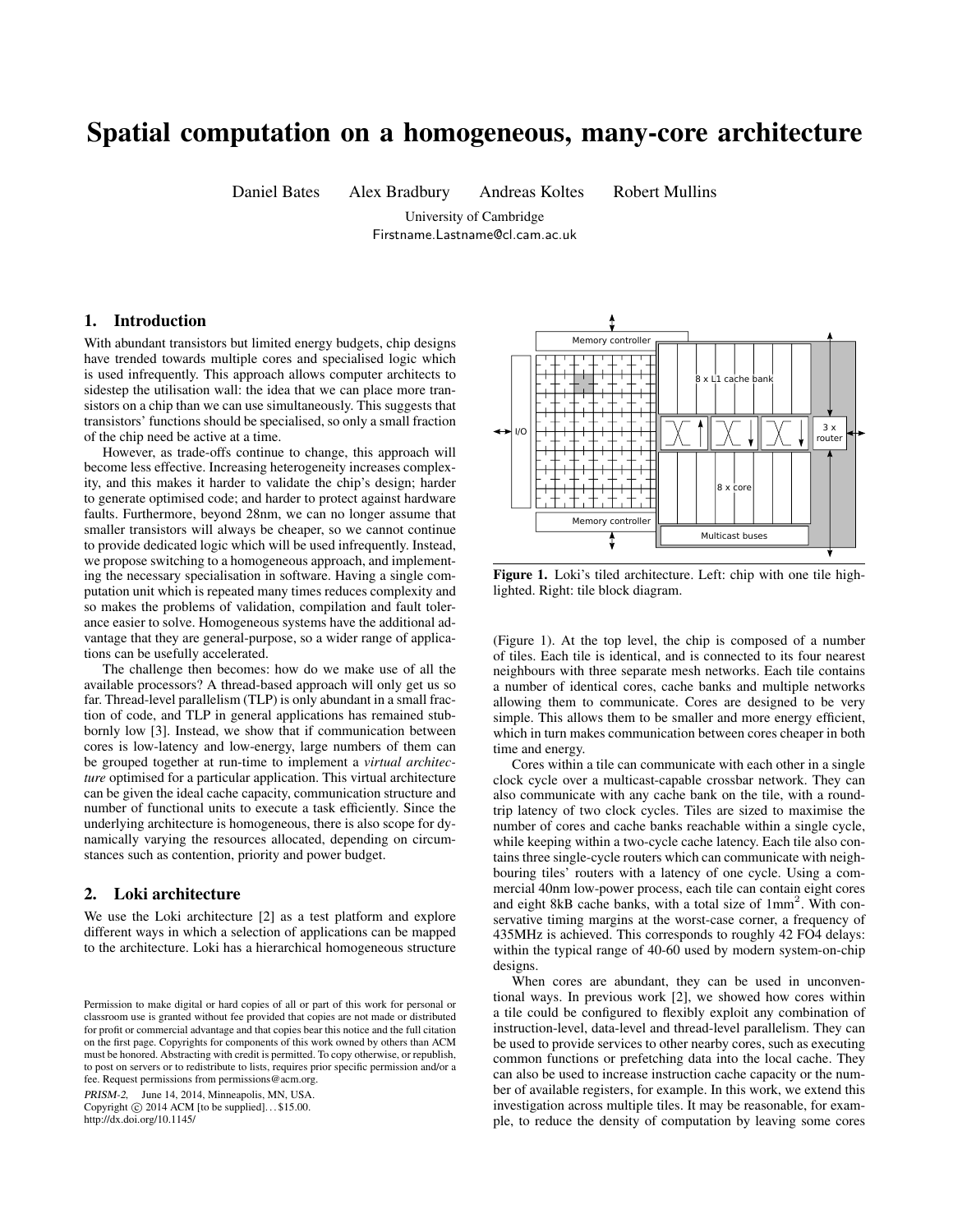# Spatial computation on a homogeneous, many-core architecture

Daniel Bates Alex Bradbury Andreas Koltes Robert Mullins

University of Cambridge
Firstname.Lastname@cl.cam.ac.uk

## 1. Introduction

With abundant transistors but limited energy budgets, chip designs have trended towards multiple cores and specialised logic which is used infrequently. This approach allows computer architects to sidestep the utilisation wall: the idea that we can place more transistors on a chip than we can use simultaneously. This suggests that transistors' functions should be specialised, so only a small fraction of the chip need be active at a time.

However, as trade-offs continue to change, this approach will become less effective. Increasing heterogeneity increases complexity, and this makes it harder to validate the chip's design; harder to generate optimised code; and harder to protect against hardware faults. Furthermore, beyond 28nm, we can no longer assume that smaller transistors will always be cheaper, so we cannot continue to provide dedicated logic which will be used infrequently. Instead, we propose switching to a homogeneous approach, and implementing the necessary specialisation in software. Having a single computation unit which is repeated many times reduces complexity and so makes the problems of validation, compilation and fault tolerance easier to solve. Homogeneous systems have the additional advantage that they are general-purpose, so a wider range of applications can be usefully accelerated.

The challenge then becomes: how do we make use of all the available processors? A thread-based approach will only get us so far. Thread-level parallelism (TLP) is only abundant in a small fraction of code, and TLP in general applications has remained stubbornly low [3]. Instead, we show that if communication between cores is low-latency and low-energy, large numbers of them can be grouped together at run-time to implement a *virtual architecture* optimised for a particular application. This virtual architecture can be given the ideal cache capacity, communication structure and number of functional units to execute a task efficiently. Since the underlying architecture is homogeneous, there is also scope for dynamically varying the resources allocated, depending on circumstances such as contention, priority and power budget.

## 2. Loki architecture

We use the Loki architecture [2] as a test platform and explore different ways in which a selection of applications can be mapped to the architecture. Loki has a hierarchical homogeneous structure (Figure 1). At the top level, the chip is composed of a number of tiles. Each tile is identical, and is connected to its four nearest neighbours with three separate mesh networks. Each tile contains a number of identical cores, cache banks and multiple networks allowing them to communicate. Cores are designed to be very simple. This allows them to be smaller and more energy efficient, which in turn makes communication between cores cheaper in both time and energy.

**Figure 1.** Loki's tiled architecture. Left: chip with one tile highlighted. Right: tile block diagram.

Cores within a tile can communicate with each other in a single clock cycle over a multicast-capable crossbar network. They can also communicate with any cache bank on the tile, with a round-trip latency of two clock cycles. Tiles are sized to maximise the number of cores and cache banks reachable within a single cycle, while keeping within a two-cycle cache latency. Each tile also contains three single-cycle routers which can communicate with neighbouring tiles' routers with a latency of one cycle. Using a commercial 40nm low-power process, each tile can contain eight cores and eight 8kB cache banks, with a total size of $1\text{mm}^2$. With conservative timing margins at the worst-case corner, a frequency of 435MHz is achieved. This corresponds to roughly 42 FO4 delays: within the typical range of 40-60 used by modern system-on-chip designs.

When cores are abundant, they can be used in unconventional ways. In previous work [2], we showed how cores within a tile could be configured to flexibly exploit any combination of instruction-level, data-level and thread-level parallelism. They can be used to provide services to other nearby cores, such as executing common functions or prefetching data into the local cache. They can also be used to increase instruction cache capacity or the number of available registers, for example. In this work, we extend this investigation across multiple tiles. It may be reasonable, for example, to reduce the density of computation by leaving some cores

Permission to make digital or hard copies of all or part of this work for personal or classroom use is granted without fee provided that copies are not made or distributed for profit or commercial advantage and that copies bear this notice and the full citation on the first page. Copyrights for components of this work owned by others than ACM must be honored. Abstracting with credit is permitted. To copy otherwise, or republish, to post on servers or to redistribute to lists, requires prior specific permission and/or a fee. Request permissions from permissions@acm.org.

*PRISM-2,* June 14, 2014, Minneapolis, MN, USA.
Copyright © 2014 ACM [to be supplied]. . . $15.00.
http://dx.doi.org/10.1145/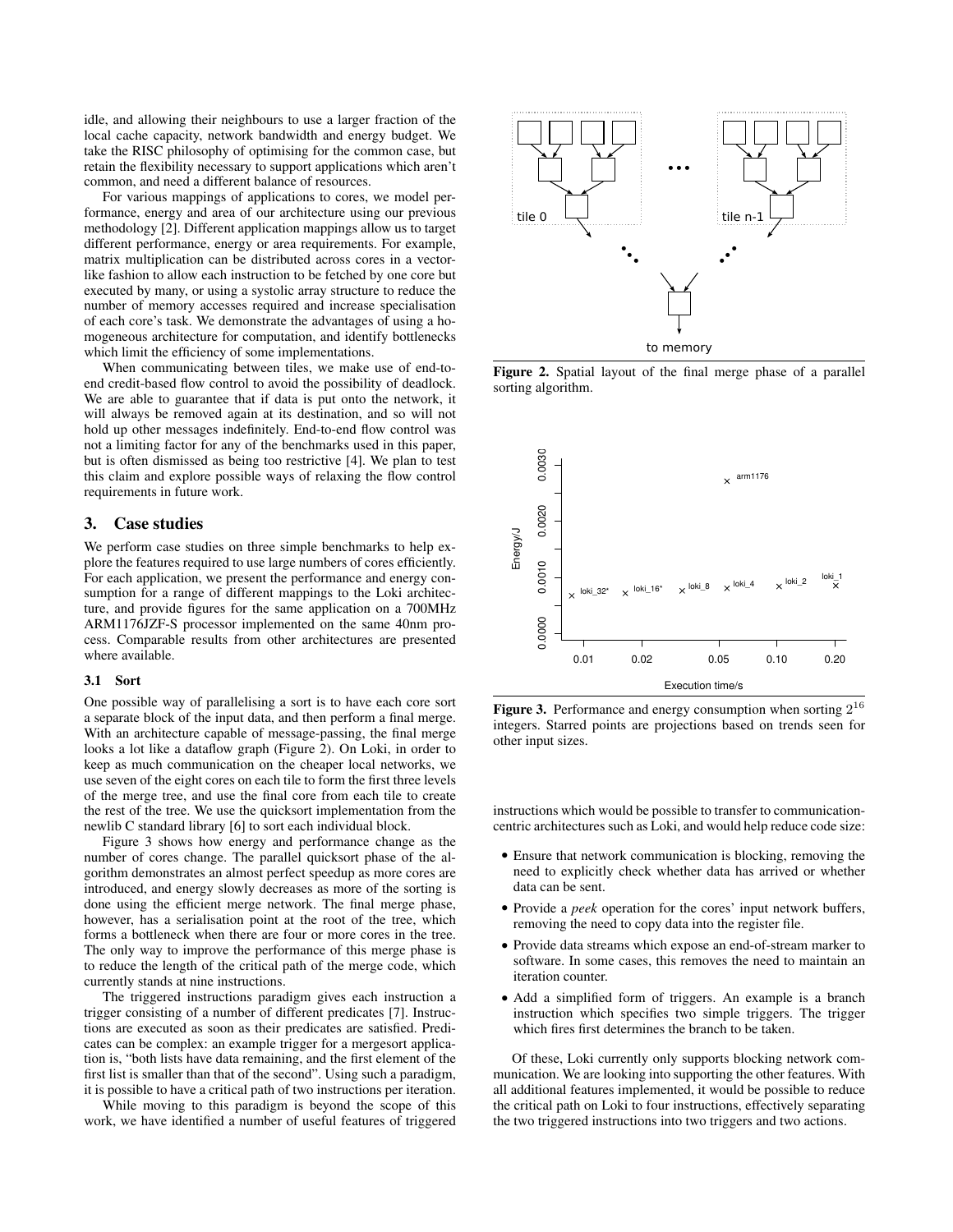idle, and allowing their neighbours to use a larger fraction of the local cache capacity, network bandwidth and energy budget. We take the RISC philosophy of optimising for the common case, but retain the flexibility necessary to support applications which aren't common, and need a different balance of resources.

For various mappings of applications to cores, we model performance, energy and area of our architecture using our previous methodology [2]. Different application mappings allow us to target different performance, energy or area requirements. For example, matrix multiplication can be distributed across cores in a vector-like fashion to allow each instruction to be fetched by one core but executed by many, or using a systolic array structure to reduce the number of memory accesses required and increase specialisation of each core's task. We demonstrate the advantages of using a homogeneous architecture for computation, and identify bottlenecks which limit the efficiency of some implementations.

When communicating between tiles, we make use of end-to-end credit-based flow control to avoid the possibility of deadlock. We are able to guarantee that if data is put onto the network, it will always be removed again at its destination, and so will not hold up other messages indefinitely. End-to-end flow control was not a limiting factor for any of the benchmarks used in this paper, but is often dismissed as being too restrictive [4]. We plan to test this claim and explore possible ways of relaxing the flow control requirements in future work.

## 3. Case studies

We perform case studies on three simple benchmarks to help explore the features required to use large numbers of cores efficiently. For each application, we present the performance and energy consumption for a range of different mappings to the Loki architecture, and provide figures for the same application on a 700MHz ARM1176JZF-S processor implemented on the same 40nm process. Comparable results from other architectures are presented where available.

### 3.1 Sort

One possible way of parallelising a sort is to have each core sort a separate block of the input data, and then perform a final merge. With an architecture capable of message-passing, the final merge looks a lot like a dataflow graph (Figure 2). On Loki, in order to keep as much communication on the cheaper local networks, we use seven of the eight cores on each tile to form the first three levels of the merge tree, and use the final core from each tile to create the rest of the tree. We use the quicksort implementation from the newlib C standard library [6] to sort each individual block.

Figure 2. Spatial layout of the final merge phase of a parallel sorting algorithm.

Figure 3. Performance and energy consumption when sorting $2^{16}$ integers. Starred points are projections based on trends seen for other input sizes.

Figure 3 shows how energy and performance change as the number of cores change. The parallel quicksort phase of the algorithm demonstrates an almost perfect speedup as more cores are introduced, and energy slowly decreases as more of the sorting is done using the efficient merge network. The final merge phase, however, has a serialisation point at the root of the tree, which forms a bottleneck when there are four or more cores in the tree. The only way to improve the performance of this merge phase is to reduce the length of the critical path of the merge code, which currently stands at nine instructions.

The triggered instructions paradigm gives each instruction a trigger consisting of a number of different predicates [7]. Instructions are executed as soon as their predicates are satisfied. Predicates can be complex: an example trigger for a mergesort application is, "both lists have data remaining, and the first element of the first list is smaller than that of the second". Using such a paradigm, it is possible to have a critical path of two instructions per iteration.

While moving to this paradigm is beyond the scope of this work, we have identified a number of useful features of triggered instructions which would be possible to transfer to communication-centric architectures such as Loki, and would help reduce code size:

- Ensure that network communication is blocking, removing the need to explicitly check whether data has arrived or whether data can be sent.
- Provide a *peek* operation for the cores' input network buffers, removing the need to copy data into the register file.
- Provide data streams which expose an end-of-stream marker to software. In some cases, this removes the need to maintain an iteration counter.
- Add a simplified form of triggers. An example is a branch instruction which specifies two simple triggers. The trigger which fires first determines the branch to be taken.

Of these, Loki currently only supports blocking network communication. We are looking into supporting the other features. With all additional features implemented, it would be possible to reduce the critical path on Loki to four instructions, effectively separating the two triggered instructions into two triggers and two actions.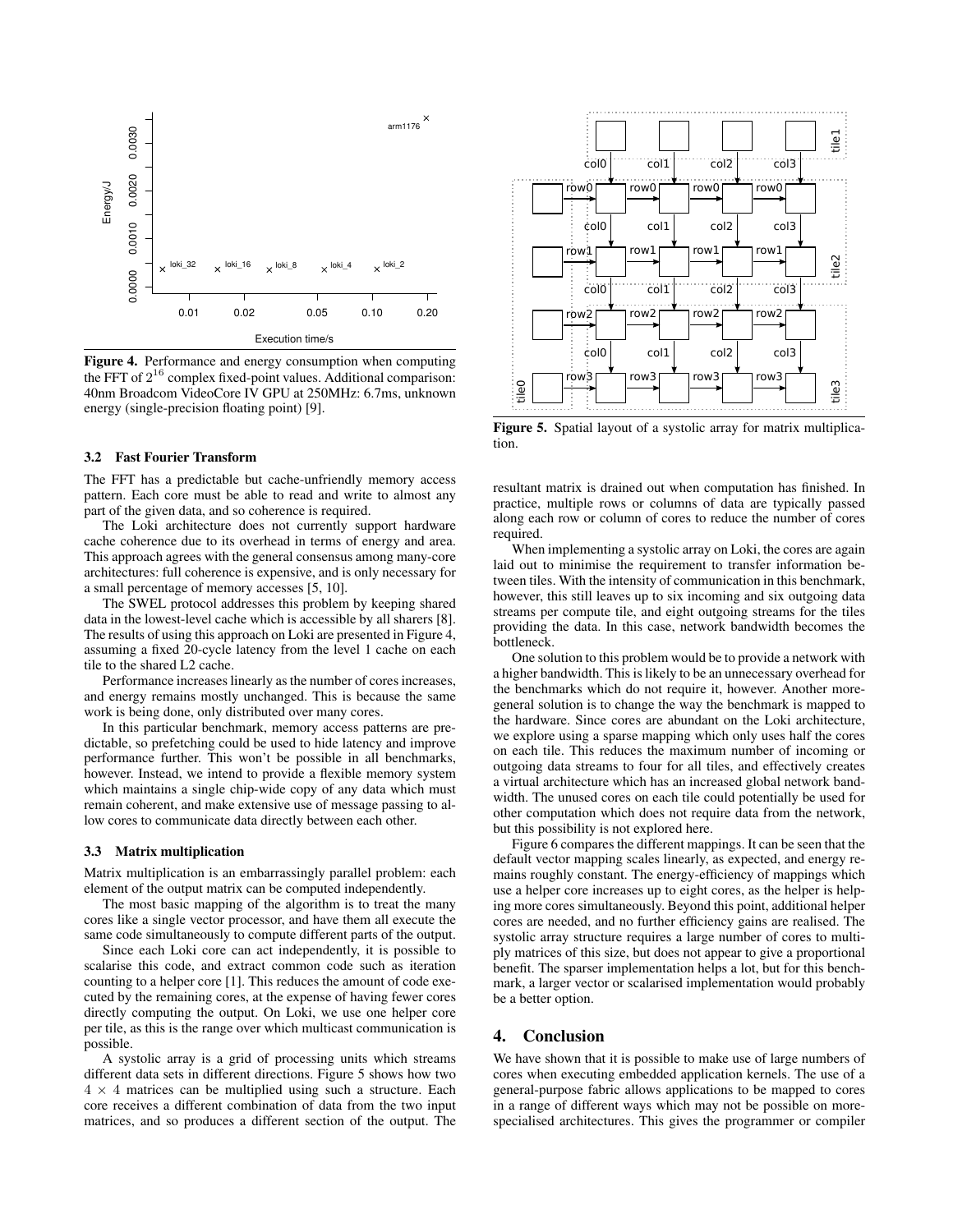**Figure 4.** Performance and energy consumption when computing the FFT of $2^{16}$ complex fixed-point values. Additional comparison: 40nm Broadcom VideoCore IV GPU at 250MHz: 6.7ms, unknown energy (single-precision floating point) [9].

### 3.2 Fast Fourier Transform

The FFT has a predictable but cache-unfriendly memory access pattern. Each core must be able to read and write to almost any part of the given data, and so coherence is required.

The Loki architecture does not currently support hardware cache coherence due to its overhead in terms of energy and area. This approach agrees with the general consensus among many-core architectures: full coherence is expensive, and is only necessary for a small percentage of memory accesses [5, 10].

The SWEL protocol addresses this problem by keeping shared data in the lowest-level cache which is accessible by all sharers [8]. The results of using this approach on Loki are presented in Figure 4, assuming a fixed 20-cycle latency from the level 1 cache on each tile to the shared L2 cache.

Performance increases linearly as the number of cores increases, and energy remains mostly unchanged. This is because the same work is being done, only distributed over many cores.

In this particular benchmark, memory access patterns are predictable, so prefetching could be used to hide latency and improve performance further. This won't be possible in all benchmarks, however. Instead, we intend to provide a flexible memory system which maintains a single chip-wide copy of any data which must remain coherent, and make extensive use of message passing to allow cores to communicate data directly between each other.

### 3.3 Matrix multiplication

Matrix multiplication is an embarrassingly parallel problem: each element of the output matrix can be computed independently.

The most basic mapping of the algorithm is to treat the many cores like a single vector processor, and have them all execute the same code simultaneously to compute different parts of the output.

Since each Loki core can act independently, it is possible to scalarise this code, and extract common code such as iteration counting to a helper core [1]. This reduces the amount of code executed by the remaining cores, at the expense of having fewer cores directly computing the output. On Loki, we use one helper core per tile, as this is the range over which multicast communication is possible.

A systolic array is a grid of processing units which streams different data sets in different directions. Figure 5 shows how two $4 \times 4$ matrices can be multiplied using such a structure. Each core receives a different combination of data from the two input matrices, and so produces a different section of the output. The resultant matrix is drained out when computation has finished. In practice, multiple rows or columns of data are typically passed along each row or column of cores to reduce the number of cores required.

**Figure 5.** Spatial layout of a systolic array for matrix multiplication.

When implementing a systolic array on Loki, the cores are again laid out to minimise the requirement to transfer information between tiles. With the intensity of communication in this benchmark, however, this still leaves up to six incoming and six outgoing data streams per compute tile, and eight outgoing streams for the tiles providing the data. In this case, network bandwidth becomes the bottleneck.

One solution to this problem would be to provide a network with a higher bandwidth. This is likely to be an unnecessary overhead for the benchmarks which do not require it, however. Another more-general solution is to change the way the benchmark is mapped to the hardware. Since cores are abundant on the Loki architecture, we explore using a sparse mapping which only uses half the cores on each tile. This reduces the maximum number of incoming or outgoing data streams to four for all tiles, and effectively creates a virtual architecture which has an increased global network bandwidth. The unused cores on each tile could potentially be used for other computation which does not require data from the network, but this possibility is not explored here.

Figure 6 compares the different mappings. It can be seen that the default vector mapping scales linearly, as expected, and energy remains roughly constant. The energy-efficiency of mappings which use a helper core increases up to eight cores, as the helper is helping more cores simultaneously. Beyond this point, additional helper cores are needed, and no further efficiency gains are realised. The systolic array structure requires a large number of cores to multiply matrices of this size, but does not appear to give a proportional benefit. The sparser implementation helps a lot, but for this benchmark, a larger vector or scalarised implementation would probably be a better option.

## 4. Conclusion

We have shown that it is possible to make use of large numbers of cores when executing embedded application kernels. The use of a general-purpose fabric allows applications to be mapped to cores in a range of different ways which may not be possible on more-specialised architectures. This gives the programmer or compiler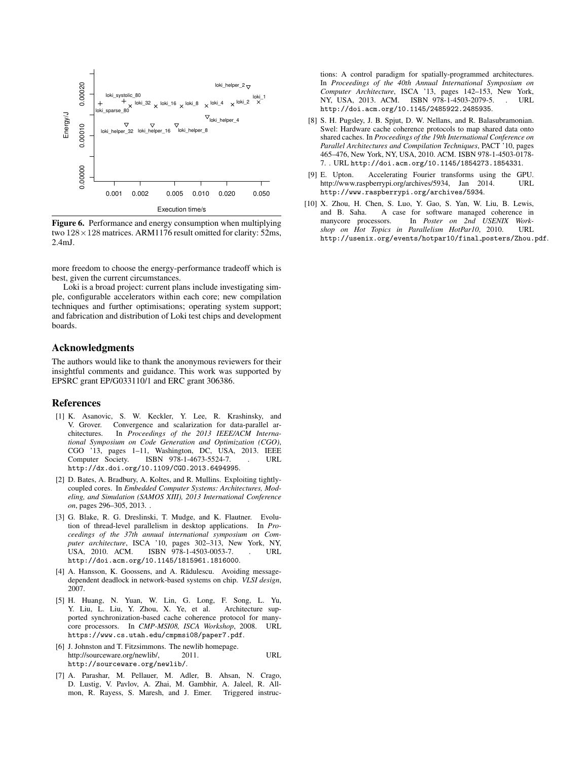Energy/J

0.00000

0.00010

0.00020

0.001 0.002 0.005 0.010 0.020 0.050

Execution time/s

loki_helper_2

loki_1

loki_systolic_80

loki_32

loki_16

loki_8

loki_4

loki_2

loki_sparse_80

loki_helper_4

loki_helper_32

loki_helper_16

loki_helper_8

**Figure 6.** Performance and energy consumption when multiplying two $128 \times 128$ matrices. ARM1176 result omitted for clarity: 52ms, 2.4mJ.

more freedom to choose the energy-performance tradeoff which is best, given the current circumstances.

Loki is a broad project: current plans include investigating simple, configurable accelerators within each core; new compilation techniques and further optimisations; operating system support; and fabrication and distribution of Loki test chips and development boards.

## Acknowledgments

The authors would like to thank the anonymous reviewers for their insightful comments and guidance. This work was supported by EPSRC grant EP/G033110/1 and ERC grant 306386.

## References

[1] K. Asanovic, S. W. Keckler, Y. Lee, R. Krashinsky, and V. Grover. Convergence and scalarization for data-parallel architectures. In *Proceedings of the 2013 IEEE/ACM International Symposium on Code Generation and Optimization (CGO)*, CGO '13, pages 1–11, Washington, DC, USA, 2013. IEEE Computer Society. ISBN 978-1-4673-5524-7. . URL http://dx.doi.org/10.1109/CGO.2013.6494995.

[2] D. Bates, A. Bradbury, A. Koltes, and R. Mullins. Exploiting tightly-coupled cores. In *Embedded Computer Systems: Architectures, Modeling, and Simulation (SAMOS XIII), 2013 International Conference on*, pages 296–305, 2013. .

[3] G. Blake, R. G. Dreslinski, T. Mudge, and K. Flautner. Evolution of thread-level parallelism in desktop applications. In *Proceedings of the 37th annual international symposium on Computer architecture*, ISCA '10, pages 302–313, New York, NY, USA, 2010. ACM. ISBN 978-1-4503-0053-7. . URL http://doi.acm.org/10.1145/1815961.1816000.

[4] A. Hansson, K. Goossens, and A. Rădulescu. Avoiding message-dependent deadlock in network-based systems on chip. *VLSI design*, 2007.

[5] H. Huang, N. Yuan, W. Lin, G. Long, F. Song, L. Yu, Y. Liu, L. Liu, Y. Zhou, X. Ye, et al. Architecture supported synchronization-based cache coherence protocol for many-core processors. In *CMP-MSI08, ISCA Workshop*, 2008. URL https://www.cs.utah.edu/cmpmsi08/paper7.pdf.

[6] J. Johnston and T. Fitzsimmons. The newlib homepage. http://sourceware.org/newlib/, 2011. URL http://sourceware.org/newlib/.

[7] A. Parashar, M. Pellauer, M. Adler, B. Ahsan, N. Crago, D. Lustig, V. Pavlov, A. Zhai, M. Gambhir, A. Jaleel, R. Allmon, R. Rayess, S. Maresh, and J. Emer. Triggered instructions: A control paradigm for spatially-programmed architectures. In *Proceedings of the 40th Annual International Symposium on Computer Architecture*, ISCA '13, pages 142–153, New York, NY, USA, 2013. ACM. ISBN 978-1-4503-2079-5. . URL http://doi.acm.org/10.1145/2485922.2485935.

[8] S. H. Pugsley, J. B. Spjut, D. W. Nellans, and R. Balasubramonian. Swel: Hardware cache coherence protocols to map shared data onto shared caches. In *Proceedings of the 19th International Conference on Parallel Architectures and Compilation Techniques*, PACT '10, pages 465–476, New York, NY, USA, 2010. ACM. ISBN 978-1-4503-0178-7. . URL http://doi.acm.org/10.1145/1854273.1854331.

[9] E. Upton. Accelerating Fourier transforms using the GPU. http://www.raspberrypi.org/archives/5934, Jan 2014. URL http://www.raspberrypi.org/archives/5934.

[10] X. Zhou, H. Chen, S. Luo, Y. Gao, S. Yan, W. Liu, B. Lewis, and B. Saha. A case for software managed coherence in manycore processors. In *Poster on 2nd USENIX Workshop on Hot Topics in Parallelism HotPar10*, 2010. URL http://usenix.org/events/hotpar10/final_posters/Zhou.pdf.